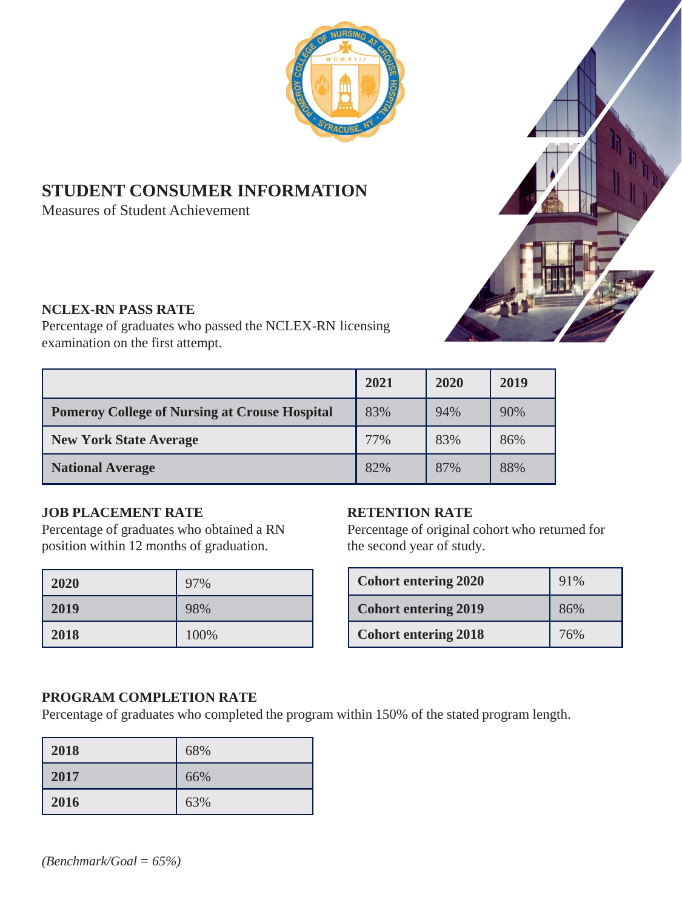# STUDENT CONSUMER INFORMATION

Measures of Student Achievement

### NCLEX-RN PASS RATE

Percentage of graduates who passed the NCLEX-RN licensing examination on the first attempt.

| | 2021 | 2020 | 2019 |
|---|---|---|---|
| **Pomeroy College of Nursing at Crouse Hospital** | 83% | 94% | 90% |
| **New York State Average** | 77% | 83% | 86% |
| **National Average** | 82% | 87% | 88% |

### JOB PLACEMENT RATE

Percentage of graduates who obtained a RN position within 12 months of graduation.

| | |
|---|---|
| **2020** | 97% |
| **2019** | 98% |
| **2018** | 100% |

### RETENTION RATE

Percentage of original cohort who returned for the second year of study.

| | |
|---|---|
| **Cohort entering 2020** | 91% |
| **Cohort entering 2019** | 86% |
| **Cohort entering 2018** | 76% |

### PROGRAM COMPLETION RATE

Percentage of graduates who completed the program within 150% of the stated program length.

| | |
|---|---|
| **2018** | 68% |
| **2017** | 66% |
| **2016** | 63% |

*(Benchmark/Goal = 65%)*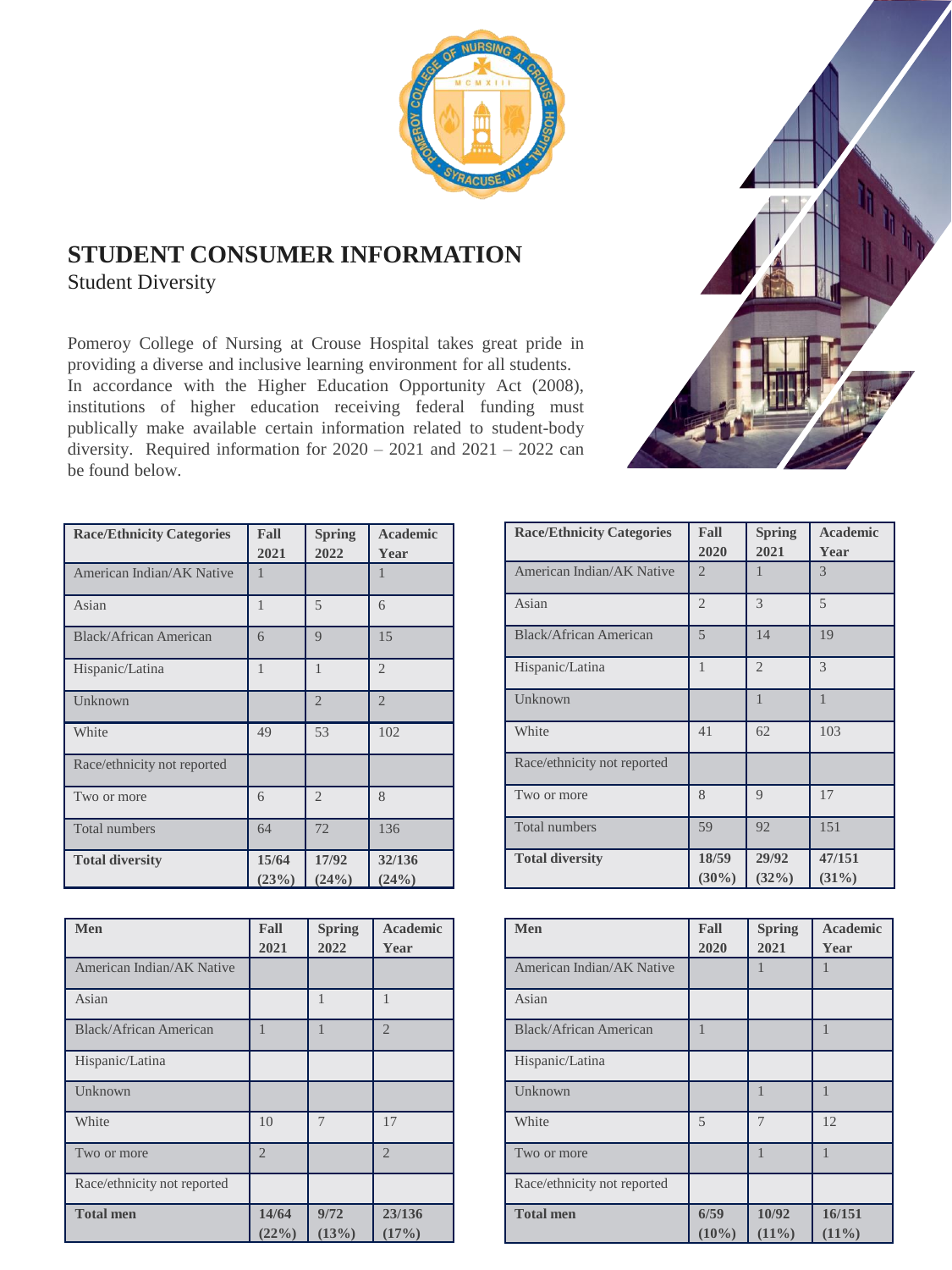# STUDENT CONSUMER INFORMATION

Student Diversity

Pomeroy College of Nursing at Crouse Hospital takes great pride in providing a diverse and inclusive learning environment for all students. In accordance with the Higher Education Opportunity Act (2008), institutions of higher education receiving federal funding must publically make available certain information related to student-body diversity. Required information for 2020 – 2021 and 2021 – 2022 can be found below.

| Race/Ethnicity Categories | Fall 2021 | Spring 2022 | Academic Year |
|---|---|---|---|
| American Indian/AK Native | 1 | | 1 |
| Asian | 1 | 5 | 6 |
| Black/African American | 6 | 9 | 15 |
| Hispanic/Latina | 1 | 1 | 2 |
| Unknown | | 2 | 2 |
| White | 49 | 53 | 102 |
| Race/ethnicity not reported | | | |
| Two or more | 6 | 2 | 8 |
| Total numbers | 64 | 72 | 136 |
| **Total diversity** | **15/64 (23%)** | **17/92 (24%)** | **32/136 (24%)** |

| Race/Ethnicity Categories | Fall 2020 | Spring 2021 | Academic Year |
|---|---|---|---|
| American Indian/AK Native | 2 | 1 | 3 |
| Asian | 2 | 3 | 5 |
| Black/African American | 5 | 14 | 19 |
| Hispanic/Latina | 1 | 2 | 3 |
| Unknown | | 1 | 1 |
| White | 41 | 62 | 103 |
| Race/ethnicity not reported | | | |
| Two or more | 8 | 9 | 17 |
| Total numbers | 59 | 92 | 151 |
| **Total diversity** | **18/59 (30%)** | **29/92 (32%)** | **47/151 (31%)** |

| Men | Fall 2021 | Spring 2022 | Academic Year |
|---|---|---|---|
| American Indian/AK Native | | | |
| Asian | | 1 | 1 |
| Black/African American | 1 | 1 | 2 |
| Hispanic/Latina | | | |
| Unknown | | | |
| White | 10 | 7 | 17 |
| Two or more | 2 | | 2 |
| Race/ethnicity not reported | | | |
| **Total men** | **14/64 (22%)** | **9/72 (13%)** | **23/136 (17%)** |

| Men | Fall 2020 | Spring 2021 | Academic Year |
|---|---|---|---|
| American Indian/AK Native | | 1 | 1 |
| Asian | | | |
| Black/African American | 1 | | 1 |
| Hispanic/Latina | | | |
| Unknown | | 1 | 1 |
| White | 5 | 7 | 12 |
| Two or more | | 1 | 1 |
| Race/ethnicity not reported | | | |
| **Total men** | **6/59 (10%)** | **10/92 (11%)** | **16/151 (11%)** |